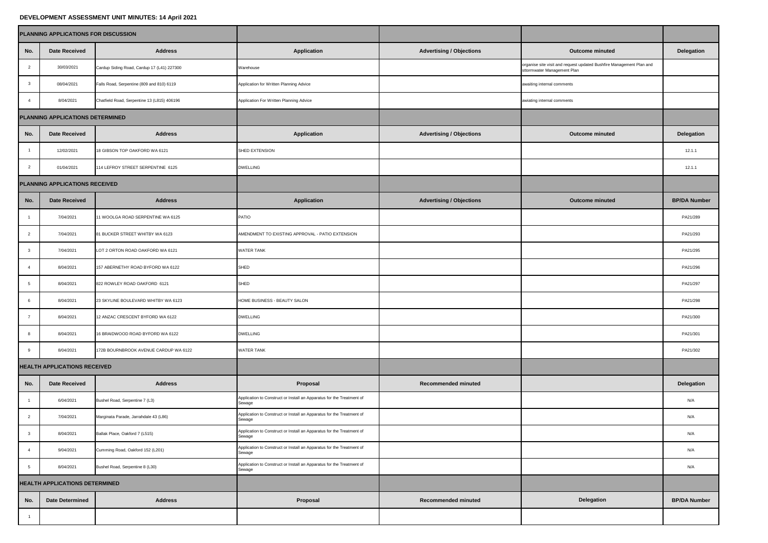**DEVELOPMENT ASSESSMENT UNIT MINUTES: 14 April 2021**

| PLANNING APPLICATIONS FOR DISCUSSION | | | | | | |
|---|---|---|---|---|---|---|
| **No.** | **Date Received** | **Address** | **Application** | **Advertising / Objections** | **Outcome minuted** | **Delegation** |
| 2 | 30/03/2021 | Cardup Siding Road, Cardup 17 (L41) 227300 | Warehouse | | organise site visit and request updated Bushfire Management Plan and sttormwater Management Plan | |
| 3 | 08/04/2021 | Falls Road, Serpentine (809 and 810) 6119 | Application for Written Planning Advice | | awaiting internal comments | |
| 4 | 8/04/2021 | Chatfield Road, Serpentine 13 (L815) 406196 | Application For Written Planning Advice | | awiating internal comments | |
| **PLANNING APPLICATIONS DETERMINED** | | | | | | |
| **No.** | **Date Received** | **Address** | **Application** | **Advertising / Objections** | **Outcome minuted** | **Delegation** |
| 1 | 12/02/2021 | 18 GIBSON TOP OAKFORD WA 6121 | SHED EXTENSION | | | 12.1.1 |
| 2 | 01/04/2021 | 114 LEFROY STREET SERPENTINE 6125 | DWELLING | | | 12.1.1 |
| **PLANNING APPLICATIONS RECEIVED** | | | | | | |
| **No.** | **Date Received** | **Address** | **Application** | **Advertising / Objections** | **Outcome minuted** | **BP/DA Number** |
| 1 | 7/04/2021 | 11 WOOLGA ROAD SERPENTINE WA 6125 | PATIO | | | PA21/289 |
| 2 | 7/04/2021 | 81 BUCKER STREET WHITBY WA 6123 | AMENDMENT TO EXISTING APPROVAL - PATIO EXTENSION | | | PA21/293 |
| 3 | 7/04/2021 | LOT 2 ORTON ROAD OAKFORD WA 6121 | WATER TANK | | | PA21/295 |
| 4 | 8/04/2021 | 157 ABERNETHY ROAD BYFORD WA 6122 | SHED | | | PA21/296 |
| 5 | 8/04/2021 | 822 ROWLEY ROAD OAKFORD 6121 | SHED | | | PA21/297 |
| 6 | 8/04/2021 | 23 SKYLINE BOULEVARD WHITBY WA 6123 | HOME BUSINESS - BEAUTY SALON | | | PA21/298 |
| 7 | 8/04/2021 | 12 ANZAC CRESCENT BYFORD WA 6122 | DWELLING | | | PA21/300 |
| 8 | 8/04/2021 | 16 BRAIDWOOD ROAD BYFORD WA 6122 | DWELLING | | | PA21/301 |
| 9 | 8/04/2021 | 172B BOURNBROOK AVENUE CARDUP WA 6122 | WATER TANK | | | PA21/302 |
| **HEALTH APPLICATIONS RECEIVED** | | | | | | |
| **No.** | **Date Received** | **Address** | **Proposal** | **Recommended minuted** | | **Delegation** |
| 1 | 6/04/2021 | Bushel Road, Serpentine 7 (L3) | Application to Construct or Install an Apparatus for the Treatment of Sewage | | | N/A |
| 2 | 7/04/2021 | Marginata Parade, Jarrahdale 43 (L86) | Application to Construct or Install an Apparatus for the Treatment of Sewage | | | N/A |
| 3 | 8/04/2021 | Ballak Place, Oakford 7 (L515) | Application to Construct or Install an Apparatus for the Treatment of Sewage | | | N/A |
| 4 | 9/04/2021 | Cumming Road, Oakford 152 (L201) | Application to Construct or Install an Apparatus for the Treatment of Sewage | | | N/A |
| 5 | 8/04/2021 | Bushel Road, Serpentine 8 (L30) | Application to Construct or Install an Apparatus for the Treatment of Sewage | | | N/A |
| **HEALTH APPLICATIONS DETERMINED** | | | | | | |
| **No.** | **Date Determined** | **Address** | **Proposal** | **Recommended minuted** | **Delegation** | **BP/DA Number** |
| 1 | | | | | | |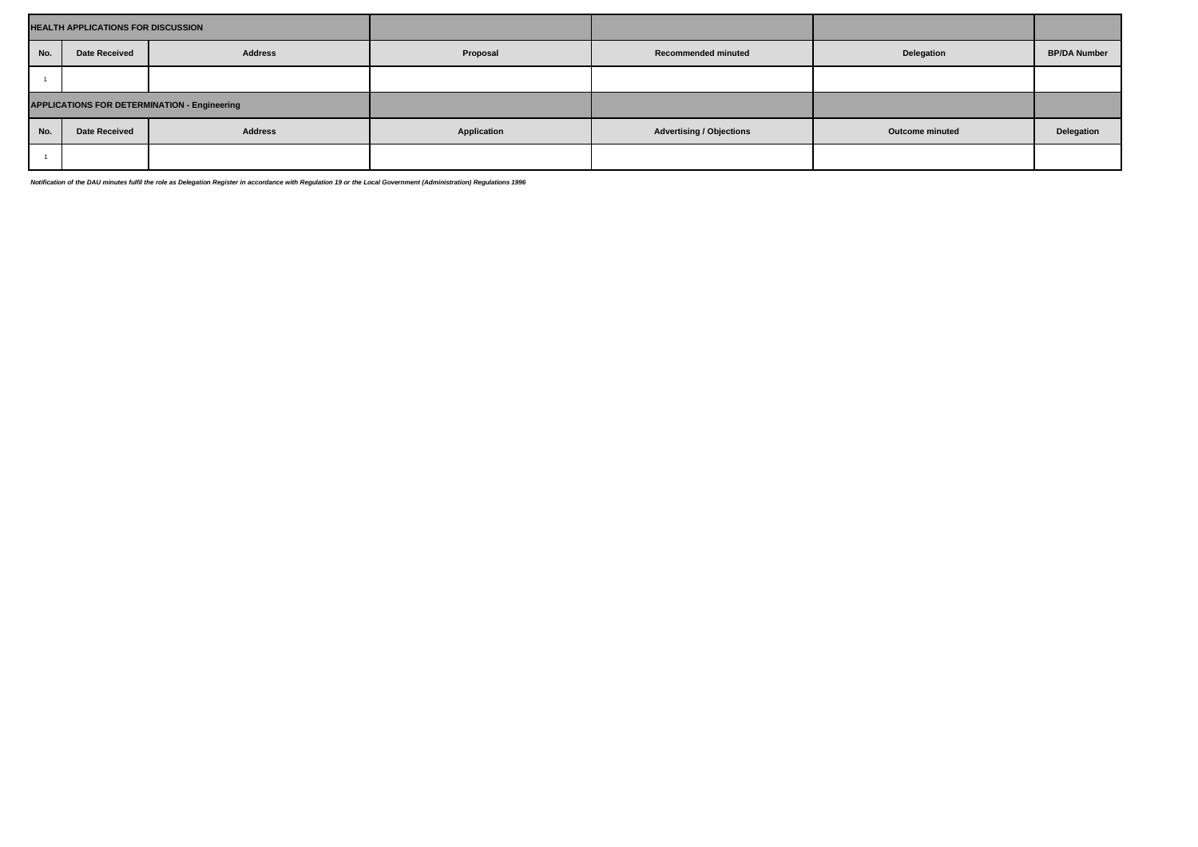| HEALTH APPLICATIONS FOR DISCUSSION | | | | | | |
|---|---|---|---|---|---|---|
| No. | Date Received | Address | Proposal | Recommended minuted | Delegation | BP/DA Number |
| 1 | | | | | | |

| APPLICATIONS FOR DETERMINATION - Engineering | | | | | | |
|---|---|---|---|---|---|---|
| No. | Date Received | Address | Application | Advertising / Objections | Outcome minuted | Delegation |
| 1 | | | | | | |

***Notification of the DAU minutes fulfil the role as Delegation Register in accordance with Regulation 19 or the Local Government (Administration) Regulations 1996***